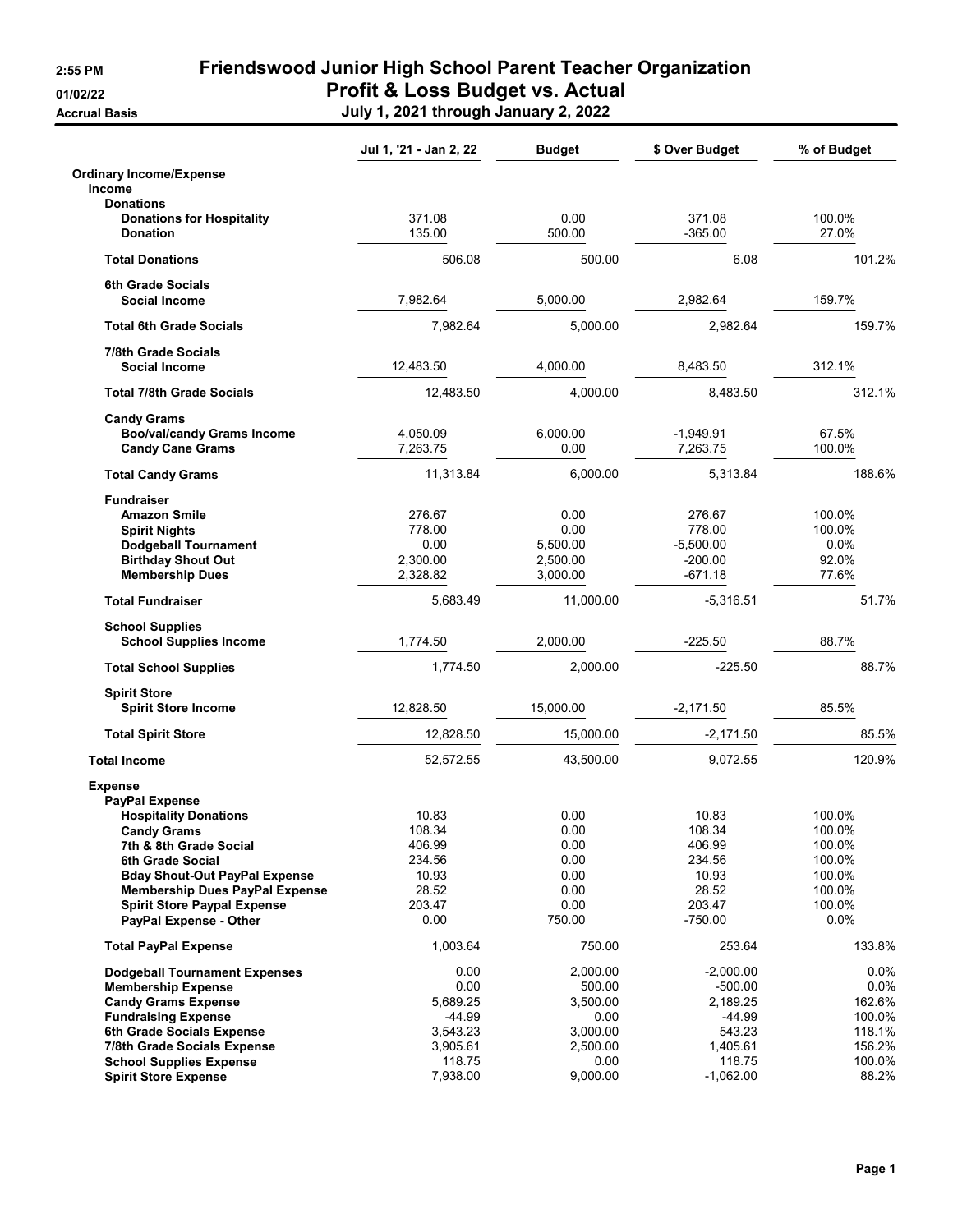# Friendswood Junior High School Parent Teacher Organization

## Profit & Loss Budget vs. Actual

2:55 PM
01/02/22
Accrual Basis

**July 1, 2021 through January 2, 2022**

| | Jul 1, '21 - Jan 2, 22 | Budget | $ Over Budget | % of Budget |
|---|---|---|---|---|
| **Ordinary Income/Expense** | | | | |
| **Income** | | | | |
| **Donations** | | | | |
| **Donations for Hospitality** | 371.08 | 0.00 | 371.08 | 100.0% |
| **Donation** | 135.00 | 500.00 | -365.00 | 27.0% |
| **Total Donations** | 506.08 | 500.00 | 6.08 | 101.2% |
| **6th Grade Socials** | | | | |
| **Social Income** | 7,982.64 | 5,000.00 | 2,982.64 | 159.7% |
| **Total 6th Grade Socials** | 7,982.64 | 5,000.00 | 2,982.64 | 159.7% |
| **7/8th Grade Socials** | | | | |
| **Social Income** | 12,483.50 | 4,000.00 | 8,483.50 | 312.1% |
| **Total 7/8th Grade Socials** | 12,483.50 | 4,000.00 | 8,483.50 | 312.1% |
| **Candy Grams** | | | | |
| **Boo/val/candy Grams Income** | 4,050.09 | 6,000.00 | -1,949.91 | 67.5% |
| **Candy Cane Grams** | 7,263.75 | 0.00 | 7,263.75 | 100.0% |
| **Total Candy Grams** | 11,313.84 | 6,000.00 | 5,313.84 | 188.6% |
| **Fundraiser** | | | | |
| **Amazon Smile** | 276.67 | 0.00 | 276.67 | 100.0% |
| **Spirit Nights** | 778.00 | 0.00 | 778.00 | 100.0% |
| **Dodgeball Tournament** | 0.00 | 5,500.00 | -5,500.00 | 0.0% |
| **Birthday Shout Out** | 2,300.00 | 2,500.00 | -200.00 | 92.0% |
| **Membership Dues** | 2,328.82 | 3,000.00 | -671.18 | 77.6% |
| **Total Fundraiser** | 5,683.49 | 11,000.00 | -5,316.51 | 51.7% |
| **School Supplies** | | | | |
| **School Supplies Income** | 1,774.50 | 2,000.00 | -225.50 | 88.7% |
| **Total School Supplies** | 1,774.50 | 2,000.00 | -225.50 | 88.7% |
| **Spirit Store** | | | | |
| **Spirit Store Income** | 12,828.50 | 15,000.00 | -2,171.50 | 85.5% |
| **Total Spirit Store** | 12,828.50 | 15,000.00 | -2,171.50 | 85.5% |
| **Total Income** | 52,572.55 | 43,500.00 | 9,072.55 | 120.9% |
| **Expense** | | | | |
| **PayPal Expense** | | | | |
| **Hospitality Donations** | 10.83 | 0.00 | 10.83 | 100.0% |
| **Candy Grams** | 108.34 | 0.00 | 108.34 | 100.0% |
| **7th & 8th Grade Social** | 406.99 | 0.00 | 406.99 | 100.0% |
| **6th Grade Social** | 234.56 | 0.00 | 234.56 | 100.0% |
| **Bday Shout-Out PayPal Expense** | 10.93 | 0.00 | 10.93 | 100.0% |
| **Membership Dues PayPal Expense** | 28.52 | 0.00 | 28.52 | 100.0% |
| **Spirit Store Paypal Expense** | 203.47 | 0.00 | 203.47 | 100.0% |
| **PayPal Expense - Other** | 0.00 | 750.00 | -750.00 | 0.0% |
| **Total PayPal Expense** | 1,003.64 | 750.00 | 253.64 | 133.8% |
| **Dodgeball Tournament Expenses** | 0.00 | 2,000.00 | -2,000.00 | 0.0% |
| **Membership Expense** | 0.00 | 500.00 | -500.00 | 0.0% |
| **Candy Grams Expense** | 5,689.25 | 3,500.00 | 2,189.25 | 162.6% |
| **Fundraising Expense** | -44.99 | 0.00 | -44.99 | 100.0% |
| **6th Grade Socials Expense** | 3,543.23 | 3,000.00 | 543.23 | 118.1% |
| **7/8th Grade Socials Expense** | 3,905.61 | 2,500.00 | 1,405.61 | 156.2% |
| **School Supplies Expense** | 118.75 | 0.00 | 118.75 | 100.0% |
| **Spirit Store Expense** | 7,938.00 | 9,000.00 | -1,062.00 | 88.2% |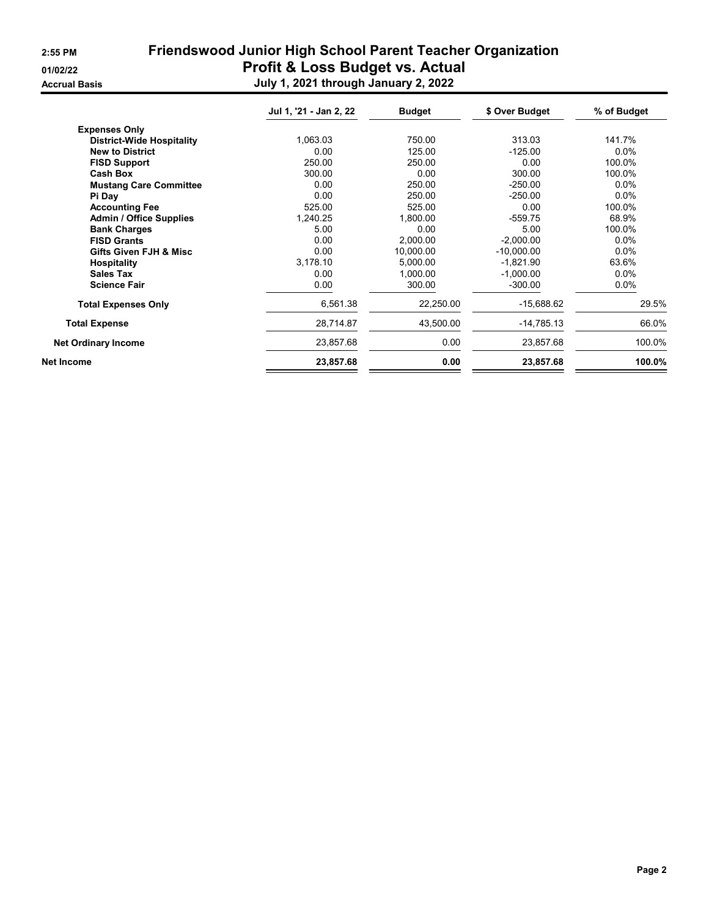# Friendswood Junior High School Parent Teacher Organization

## Profit & Loss Budget vs. Actual

### July 1, 2021 through January 2, 2022

2:55 PM
01/02/22
Accrual Basis

| | Jul 1, '21 - Jan 2, 22 | Budget | $ Over Budget | % of Budget |
|---|---|---|---|---|
| **Expenses Only** | | | | |
| **District-Wide Hospitality** | 1,063.03 | 750.00 | 313.03 | 141.7% |
| **New to District** | 0.00 | 125.00 | -125.00 | 0.0% |
| **FISD Support** | 250.00 | 250.00 | 0.00 | 100.0% |
| **Cash Box** | 300.00 | 0.00 | 300.00 | 100.0% |
| **Mustang Care Committee** | 0.00 | 250.00 | -250.00 | 0.0% |
| **Pi Day** | 0.00 | 250.00 | -250.00 | 0.0% |
| **Accounting Fee** | 525.00 | 525.00 | 0.00 | 100.0% |
| **Admin / Office Supplies** | 1,240.25 | 1,800.00 | -559.75 | 68.9% |
| **Bank Charges** | 5.00 | 0.00 | 5.00 | 100.0% |
| **FISD Grants** | 0.00 | 2,000.00 | -2,000.00 | 0.0% |
| **Gifts Given FJH & Misc** | 0.00 | 10,000.00 | -10,000.00 | 0.0% |
| **Hospitality** | 3,178.10 | 5,000.00 | -1,821.90 | 63.6% |
| **Sales Tax** | 0.00 | 1,000.00 | -1,000.00 | 0.0% |
| **Science Fair** | 0.00 | 300.00 | -300.00 | 0.0% |
| **Total Expenses Only** | 6,561.38 | 22,250.00 | -15,688.62 | 29.5% |
| **Total Expense** | 28,714.87 | 43,500.00 | -14,785.13 | 66.0% |
| **Net Ordinary Income** | 23,857.68 | 0.00 | 23,857.68 | 100.0% |
| **Net Income** | **23,857.68** | **0.00** | **23,857.68** | **100.0%** |